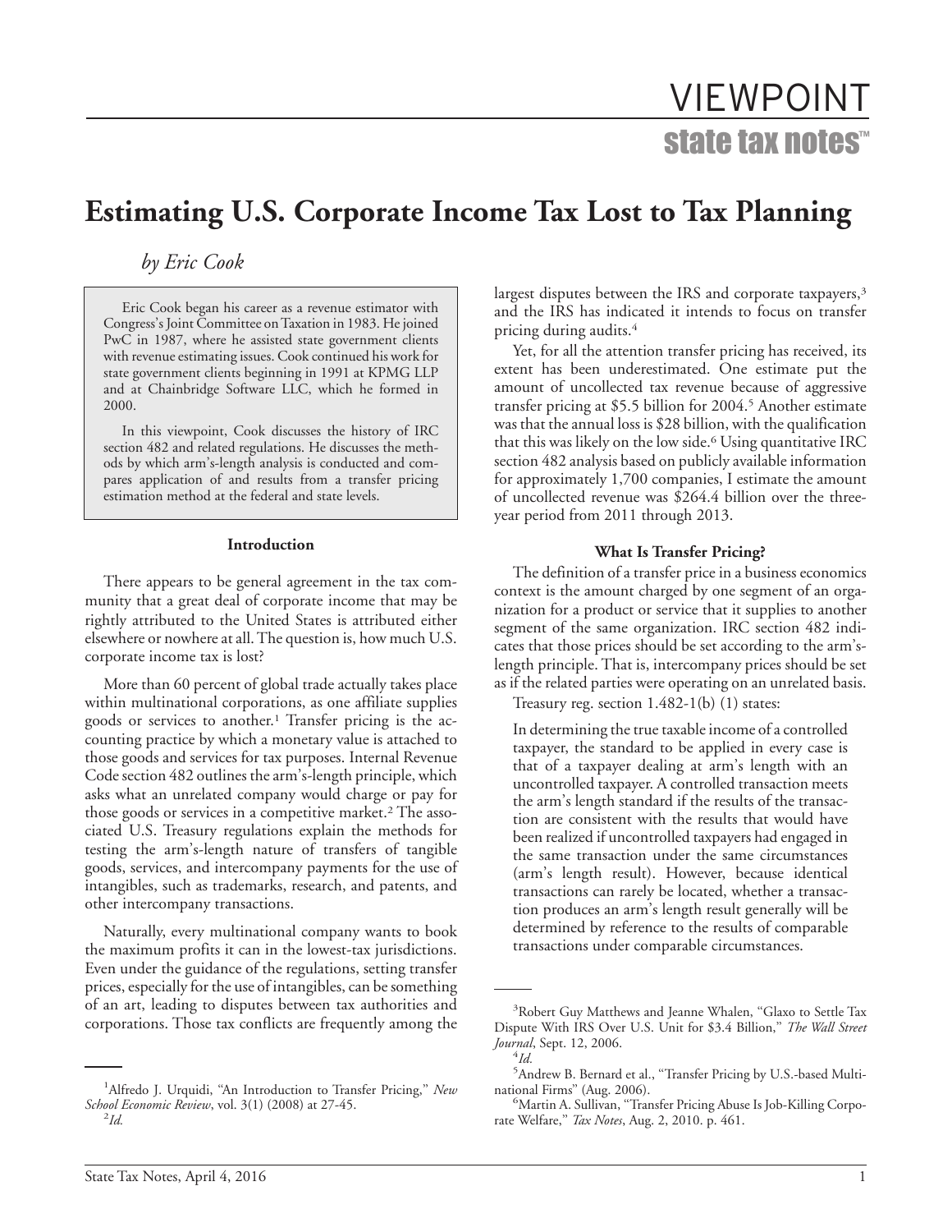VIEWPOINT

state tax notes™

# Estimating U.S. Corporate Income Tax Lost to Tax Planning

*by Eric Cook*

> Eric Cook began his career as a revenue estimator with Congress's Joint Committee on Taxation in 1983. He joined PwC in 1987, where he assisted state government clients with revenue estimating issues. Cook continued his work for state government clients beginning in 1991 at KPMG LLP and at Chainbridge Software LLC, which he formed in 2000.
>
> In this viewpoint, Cook discusses the history of IRC section 482 and related regulations. He discusses the methods by which arm's-length analysis is conducted and compares application of and results from a transfer pricing estimation method at the federal and state levels.

### Introduction

There appears to be general agreement in the tax community that a great deal of corporate income that may be rightly attributed to the United States is attributed either elsewhere or nowhere at all. The question is, how much U.S. corporate income tax is lost?

More than 60 percent of global trade actually takes place within multinational corporations, as one affiliate supplies goods or services to another.[1] Transfer pricing is the accounting practice by which a monetary value is attached to those goods and services for tax purposes. Internal Revenue Code section 482 outlines the arm's-length principle, which asks what an unrelated company would charge or pay for those goods or services in a competitive market.[2] The associated U.S. Treasury regulations explain the methods for testing the arm's-length nature of transfers of tangible goods, services, and intercompany payments for the use of intangibles, such as trademarks, research, and patents, and other intercompany transactions.

Naturally, every multinational company wants to book the maximum profits it can in the lowest-tax jurisdictions. Even under the guidance of the regulations, setting transfer prices, especially for the use of intangibles, can be something of an art, leading to disputes between tax authorities and corporations. Those tax conflicts are frequently among the largest disputes between the IRS and corporate taxpayers,[3] and the IRS has indicated it intends to focus on transfer pricing during audits.[4]

Yet, for all the attention transfer pricing has received, its extent has been underestimated. One estimate put the amount of uncollected tax revenue because of aggressive transfer pricing at $5.5 billion for 2004.[5] Another estimate was that the annual loss is $28 billion, with the qualification that this was likely on the low side.[6] Using quantitative IRC section 482 analysis based on publicly available information for approximately 1,700 companies, I estimate the amount of uncollected revenue was $264.4 billion over the three-year period from 2011 through 2013.

### What Is Transfer Pricing?

The definition of a transfer price in a business economics context is the amount charged by one segment of an organization for a product or service that it supplies to another segment of the same organization. IRC section 482 indicates that those prices should be set according to the arm's-length principle. That is, intercompany prices should be set as if the related parties were operating on an unrelated basis.

Treasury reg. section 1.482-1(b) (1) states:

> In determining the true taxable income of a controlled taxpayer, the standard to be applied in every case is that of a taxpayer dealing at arm's length with an uncontrolled taxpayer. A controlled transaction meets the arm's length standard if the results of the transaction are consistent with the results that would have been realized if uncontrolled taxpayers had engaged in the same transaction under the same circumstances (arm's length result). However, because identical transactions can rarely be located, whether a transaction produces an arm's length result generally will be determined by reference to the results of comparable transactions under comparable circumstances.

---

[1] Alfredo J. Urquidi, "An Introduction to Transfer Pricing," *New School Economic Review*, vol. 3(1) (2008) at 27-45.

[2] *Id.*

[3] Robert Guy Matthews and Jeanne Whalen, "Glaxo to Settle Tax Dispute With IRS Over U.S. Unit for $3.4 Billion," *The Wall Street Journal*, Sept. 12, 2006.

[4] *Id.*

[5] Andrew B. Bernard et al., "Transfer Pricing by U.S.-based Multinational Firms" (Aug. 2006).

[6] Martin A. Sullivan, "Transfer Pricing Abuse Is Job-Killing Corporate Welfare," *Tax Notes*, Aug. 2, 2010. p. 461.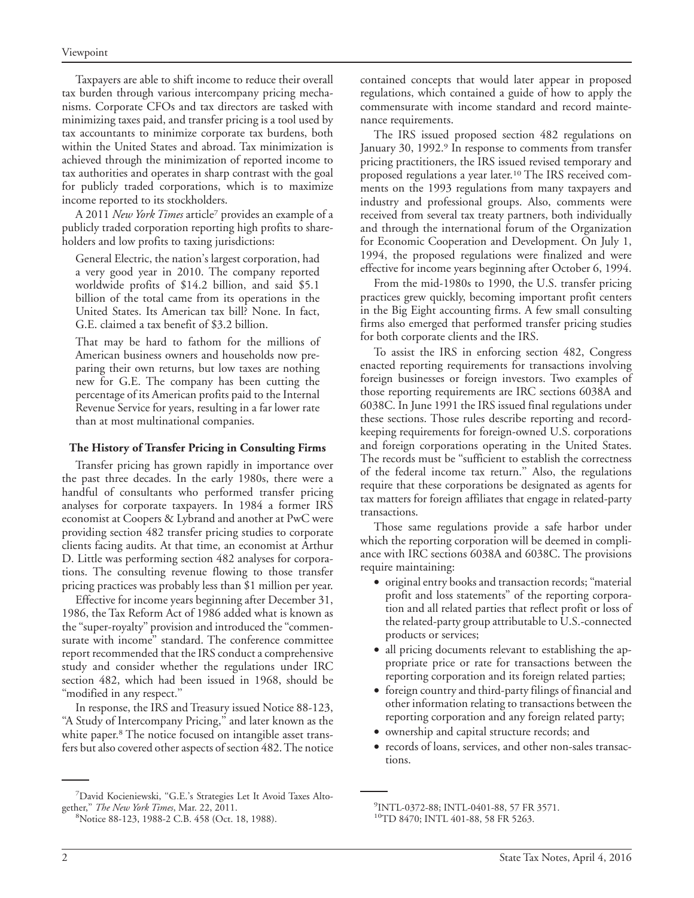Taxpayers are able to shift income to reduce their overall tax burden through various intercompany pricing mechanisms. Corporate CFOs and tax directors are tasked with minimizing taxes paid, and transfer pricing is a tool used by tax accountants to minimize corporate tax burdens, both within the United States and abroad. Tax minimization is achieved through the minimization of reported income to tax authorities and operates in sharp contrast with the goal for publicly traded corporations, which is to maximize income reported to its stockholders.

A 2011 *New York Times* article[7] provides an example of a publicly traded corporation reporting high profits to shareholders and low profits to taxing jurisdictions:

> General Electric, the nation's largest corporation, had a very good year in 2010. The company reported worldwide profits of $14.2 billion, and said $5.1 billion of the total came from its operations in the United States. Its American tax bill? None. In fact, G.E. claimed a tax benefit of $3.2 billion.
>
> That may be hard to fathom for the millions of American business owners and households now preparing their own returns, but low taxes are nothing new for G.E. The company has been cutting the percentage of its American profits paid to the Internal Revenue Service for years, resulting in a far lower rate than at most multinational companies.

### The History of Transfer Pricing in Consulting Firms

Transfer pricing has grown rapidly in importance over the past three decades. In the early 1980s, there were a handful of consultants who performed transfer pricing analyses for corporate taxpayers. In 1984 a former IRS economist at Coopers & Lybrand and another at PwC were providing section 482 transfer pricing studies to corporate clients facing audits. At that time, an economist at Arthur D. Little was performing section 482 analyses for corporations. The consulting revenue flowing to those transfer pricing practices was probably less than $1 million per year.

Effective for income years beginning after December 31, 1986, the Tax Reform Act of 1986 added what is known as the "super-royalty" provision and introduced the "commensurate with income" standard. The conference committee report recommended that the IRS conduct a comprehensive study and consider whether the regulations under IRC section 482, which had been issued in 1968, should be "modified in any respect."

In response, the IRS and Treasury issued Notice 88-123, "A Study of Intercompany Pricing," and later known as the white paper.[8] The notice focused on intangible asset transfers but also covered other aspects of section 482. The notice contained concepts that would later appear in proposed regulations, which contained a guide of how to apply the commensurate with income standard and record maintenance requirements.

The IRS issued proposed section 482 regulations on January 30, 1992.[9] In response to comments from transfer pricing practitioners, the IRS issued revised temporary and proposed regulations a year later.[10] The IRS received comments on the 1993 regulations from many taxpayers and industry and professional groups. Also, comments were received from several tax treaty partners, both individually and through the international forum of the Organization for Economic Cooperation and Development. On July 1, 1994, the proposed regulations were finalized and were effective for income years beginning after October 6, 1994.

From the mid-1980s to 1990, the U.S. transfer pricing practices grew quickly, becoming important profit centers in the Big Eight accounting firms. A few small consulting firms also emerged that performed transfer pricing studies for both corporate clients and the IRS.

To assist the IRS in enforcing section 482, Congress enacted reporting requirements for transactions involving foreign businesses or foreign investors. Two examples of those reporting requirements are IRC sections 6038A and 6038C. In June 1991 the IRS issued final regulations under these sections. Those rules describe reporting and recordkeeping requirements for foreign-owned U.S. corporations and foreign corporations operating in the United States. The records must be "sufficient to establish the correctness of the federal income tax return." Also, the regulations require that these corporations be designated as agents for tax matters for foreign affiliates that engage in related-party transactions.

Those same regulations provide a safe harbor under which the reporting corporation will be deemed in compliance with IRC sections 6038A and 6038C. The provisions require maintaining:

- original entry books and transaction records; "material profit and loss statements" of the reporting corporation and all related parties that reflect profit or loss of the related-party group attributable to U.S.-connected products or services;
- all pricing documents relevant to establishing the appropriate price or rate for transactions between the reporting corporation and its foreign related parties;
- foreign country and third-party filings of financial and other information relating to transactions between the reporting corporation and any foreign related party;
- ownership and capital structure records; and
- records of loans, services, and other non-sales transactions.

---

[7] David Kocieniewski, "G.E.'s Strategies Let It Avoid Taxes Altogether," *The New York Times*, Mar. 22, 2011.

[8] Notice 88-123, 1988-2 C.B. 458 (Oct. 18, 1988).

[9] INTL-0372-88; INTL-0401-88, 57 FR 3571.

[10] TD 8470; INTL 401-88, 58 FR 5263.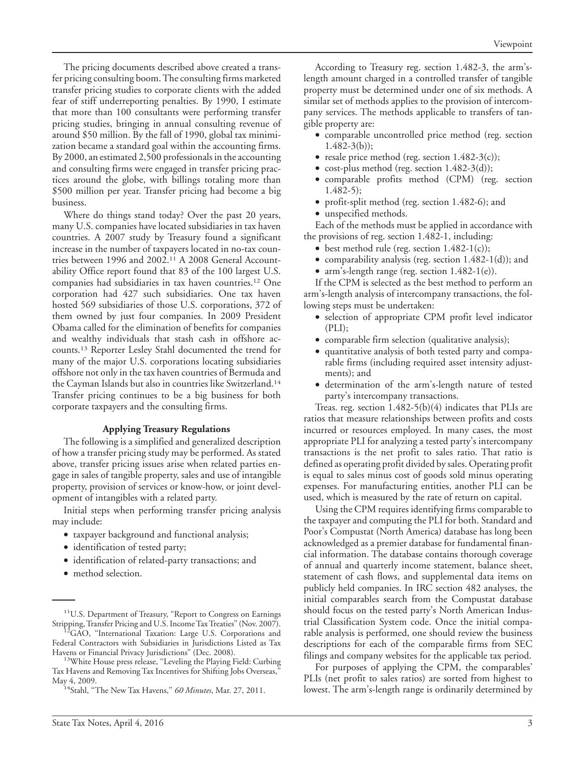The pricing documents described above created a transfer pricing consulting boom. The consulting firms marketed transfer pricing studies to corporate clients with the added fear of stiff underreporting penalties. By 1990, I estimate that more than 100 consultants were performing transfer pricing studies, bringing in annual consulting revenue of around $50 million. By the fall of 1990, global tax minimization became a standard goal within the accounting firms. By 2000, an estimated 2,500 professionals in the accounting and consulting firms were engaged in transfer pricing practices around the globe, with billings totaling more than $500 million per year. Transfer pricing had become a big business.

Where do things stand today? Over the past 20 years, many U.S. companies have located subsidiaries in tax haven countries. A 2007 study by Treasury found a significant increase in the number of taxpayers located in no-tax countries between 1996 and 2002.[11] A 2008 General Accountability Office report found that 83 of the 100 largest U.S. companies had subsidiaries in tax haven countries.[12] One corporation had 427 such subsidiaries. One tax haven hosted 569 subsidiaries of those U.S. corporations, 372 of them owned by just four companies. In 2009 President Obama called for the elimination of benefits for companies and wealthy individuals that stash cash in offshore accounts.[13] Reporter Lesley Stahl documented the trend for many of the major U.S. corporations locating subsidiaries offshore not only in the tax haven countries of Bermuda and the Cayman Islands but also in countries like Switzerland.[14] Transfer pricing continues to be a big business for both corporate taxpayers and the consulting firms.

### Applying Treasury Regulations

The following is a simplified and generalized description of how a transfer pricing study may be performed. As stated above, transfer pricing issues arise when related parties engage in sales of tangible property, sales and use of intangible property, provision of services or know-how, or joint development of intangibles with a related party.

Initial steps when performing transfer pricing analysis may include:

- taxpayer background and functional analysis;
- identification of tested party;
- identification of related-party transactions; and
- method selection.

According to Treasury reg. section 1.482-3, the arm's-length amount charged in a controlled transfer of tangible property must be determined under one of six methods. A similar set of methods applies to the provision of intercompany services. The methods applicable to transfers of tangible property are:

- comparable uncontrolled price method (reg. section 1.482-3(b));
- resale price method (reg. section 1.482-3(c));
- cost-plus method (reg. section 1.482-3(d));
- comparable profits method (CPM) (reg. section 1.482-5);
- profit-split method (reg. section 1.482-6); and
- unspecified methods.

Each of the methods must be applied in accordance with the provisions of reg. section 1.482-1, including:

- best method rule (reg. section 1.482-1(c));
- comparability analysis (reg. section 1.482-1(d)); and
- arm's-length range (reg. section 1.482-1(e)).

If the CPM is selected as the best method to perform an arm's-length analysis of intercompany transactions, the following steps must be undertaken:

- selection of appropriate CPM profit level indicator (PLI);
- comparable firm selection (qualitative analysis);
- quantitative analysis of both tested party and comparable firms (including required asset intensity adjustments); and
- determination of the arm's-length nature of tested party's intercompany transactions.

Treas. reg. section 1.482-5(b)(4) indicates that PLIs are ratios that measure relationships between profits and costs incurred or resources employed. In many cases, the most appropriate PLI for analyzing a tested party's intercompany transactions is the net profit to sales ratio. That ratio is defined as operating profit divided by sales. Operating profit is equal to sales minus cost of goods sold minus operating expenses. For manufacturing entities, another PLI can be used, which is measured by the rate of return on capital.

Using the CPM requires identifying firms comparable to the taxpayer and computing the PLI for both. Standard and Poor's Compustat (North America) database has long been acknowledged as a premier database for fundamental financial information. The database contains thorough coverage of annual and quarterly income statement, balance sheet, statement of cash flows, and supplemental data items on publicly held companies. In IRC section 482 analyses, the initial comparables search from the Compustat database should focus on the tested party's North American Industrial Classification System code. Once the initial comparable analysis is performed, one should review the business descriptions for each of the comparable firms from SEC filings and company websites for the applicable tax period.

For purposes of applying the CPM, the comparables' PLIs (net profit to sales ratios) are sorted from highest to lowest. The arm's-length range is ordinarily determined by

---

[11] U.S. Department of Treasury, "Report to Congress on Earnings Stripping, Transfer Pricing and U.S. Income Tax Treaties" (Nov. 2007).

[12] GAO, "International Taxation: Large U.S. Corporations and Federal Contractors with Subsidiaries in Jurisdictions Listed as Tax Havens or Financial Privacy Jurisdictions" (Dec. 2008).

[13] White House press release, "Leveling the Playing Field: Curbing Tax Havens and Removing Tax Incentives for Shifting Jobs Overseas," May 4, 2009.

[14] Stahl, "The New Tax Havens," *60 Minutes*, Mar. 27, 2011.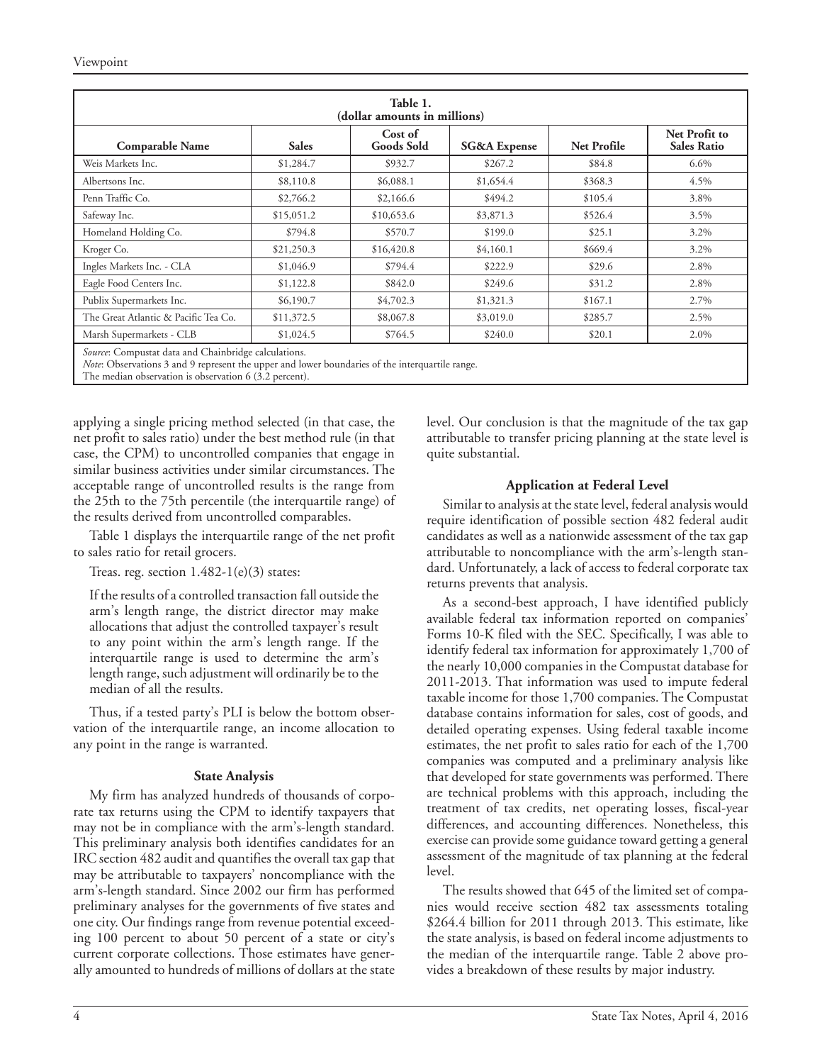**Table 1.**
**(dollar amounts in millions)**

| Comparable Name | Sales | Cost of Goods Sold | SG&A Expense | Net Profile | Net Profit to Sales Ratio |
|---|---|---|---|---|---|
| Weis Markets Inc. | $1,284.7 | $932.7 | $267.2 | $84.8 | 6.6% |
| Albertsons Inc. | $8,110.8 | $6,088.1 | $1,654.4 | $368.3 | 4.5% |
| Penn Traffic Co. | $2,766.2 | $2,166.6 | $494.2 | $105.4 | 3.8% |
| Safeway Inc. | $15,051.2 | $10,653.6 | $3,871.3 | $526.4 | 3.5% |
| Homeland Holding Co. | $794.8 | $570.7 | $199.0 | $25.1 | 3.2% |
| Kroger Co. | $21,250.3 | $16,420.8 | $4,160.1 | $669.4 | 3.2% |
| Ingles Markets Inc. - CLA | $1,046.9 | $794.4 | $222.9 | $29.6 | 2.8% |
| Eagle Food Centers Inc. | $1,122.8 | $842.0 | $249.6 | $31.2 | 2.8% |
| Publix Supermarkets Inc. | $6,190.7 | $4,702.3 | $1,321.3 | $167.1 | 2.7% |
| The Great Atlantic & Pacific Tea Co. | $11,372.5 | $8,067.8 | $3,019.0 | $285.7 | 2.5% |
| Marsh Supermarkets - CLB | $1,024.5 | $764.5 | $240.0 | $20.1 | 2.0% |

*Source*: Compustat data and Chainbridge calculations.
*Note*: Observations 3 and 9 represent the upper and lower boundaries of the interquartile range.
The median observation is observation 6 (3.2 percent).

applying a single pricing method selected (in that case, the net profit to sales ratio) under the best method rule (in that case, the CPM) to uncontrolled companies that engage in similar business activities under similar circumstances. The acceptable range of uncontrolled results is the range from the 25th to the 75th percentile (the interquartile range) of the results derived from uncontrolled comparables.

Table 1 displays the interquartile range of the net profit to sales ratio for retail grocers.

Treas. reg. section 1.482-1(e)(3) states:

> If the results of a controlled transaction fall outside the arm's length range, the district director may make allocations that adjust the controlled taxpayer's result to any point within the arm's length range. If the interquartile range is used to determine the arm's length range, such adjustment will ordinarily be to the median of all the results.

Thus, if a tested party's PLI is below the bottom observation of the interquartile range, an income allocation to any point in the range is warranted.

### State Analysis

My firm has analyzed hundreds of thousands of corporate tax returns using the CPM to identify taxpayers that may not be in compliance with the arm's-length standard. This preliminary analysis both identifies candidates for an IRC section 482 audit and quantifies the overall tax gap that may be attributable to taxpayers' noncompliance with the arm's-length standard. Since 2002 our firm has performed preliminary analyses for the governments of five states and one city. Our findings range from revenue potential exceeding 100 percent to about 50 percent of a state or city's current corporate collections. Those estimates have generally amounted to hundreds of millions of dollars at the state level. Our conclusion is that the magnitude of the tax gap attributable to transfer pricing planning at the state level is quite substantial.

### Application at Federal Level

Similar to analysis at the state level, federal analysis would require identification of possible section 482 federal audit candidates as well as a nationwide assessment of the tax gap attributable to noncompliance with the arm's-length standard. Unfortunately, a lack of access to federal corporate tax returns prevents that analysis.

As a second-best approach, I have identified publicly available federal tax information reported on companies' Forms 10-K filed with the SEC. Specifically, I was able to identify federal tax information for approximately 1,700 of the nearly 10,000 companies in the Compustat database for 2011-2013. That information was used to impute federal taxable income for those 1,700 companies. The Compustat database contains information for sales, cost of goods, and detailed operating expenses. Using federal taxable income estimates, the net profit to sales ratio for each of the 1,700 companies was computed and a preliminary analysis like that developed for state governments was performed. There are technical problems with this approach, including the treatment of tax credits, net operating losses, fiscal-year differences, and accounting differences. Nonetheless, this exercise can provide some guidance toward getting a general assessment of the magnitude of tax planning at the federal level.

The results showed that 645 of the limited set of companies would receive section 482 tax assessments totaling $264.4 billion for 2011 through 2013. This estimate, like the state analysis, is based on federal income adjustments to the median of the interquartile range. Table 2 above provides a breakdown of these results by major industry.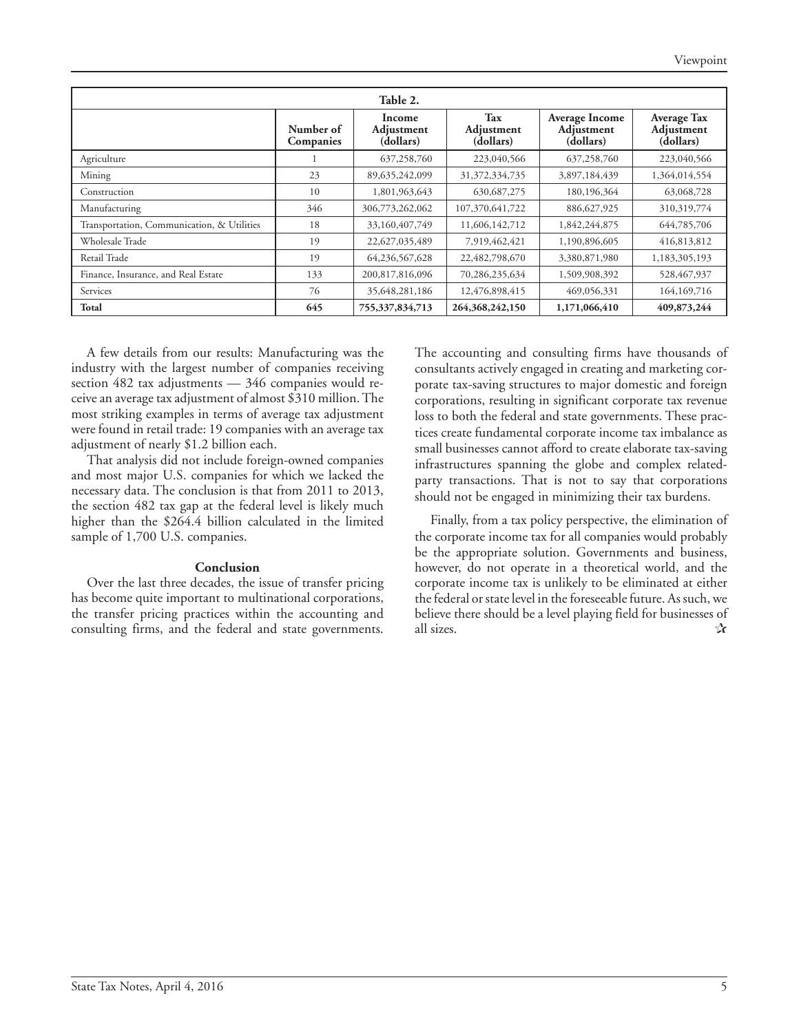| Table 2. | | | | | |
|---|---|---|---|---|---|
| | **Number of Companies** | **Income Adjustment (dollars)** | **Tax Adjustment (dollars)** | **Average Income Adjustment (dollars)** | **Average Tax Adjustment (dollars)** |
| Agriculture | 1 | 637,258,760 | 223,040,566 | 637,258,760 | 223,040,566 |
| Mining | 23 | 89,635,242,099 | 31,372,334,735 | 3,897,184,439 | 1,364,014,554 |
| Construction | 10 | 1,801,963,643 | 630,687,275 | 180,196,364 | 63,068,728 |
| Manufacturing | 346 | 306,773,262,062 | 107,370,641,722 | 886,627,925 | 310,319,774 |
| Transportation, Communication, & Utilities | 18 | 33,160,407,749 | 11,606,142,712 | 1,842,244,875 | 644,785,706 |
| Wholesale Trade | 19 | 22,627,035,489 | 7,919,462,421 | 1,190,896,605 | 416,813,812 |
| Retail Trade | 19 | 64,236,567,628 | 22,482,798,670 | 3,380,871,980 | 1,183,305,193 |
| Finance, Insurance, and Real Estate | 133 | 200,817,816,096 | 70,286,235,634 | 1,509,908,392 | 528,467,937 |
| Services | 76 | 35,648,281,186 | 12,476,898,415 | 469,056,331 | 164,169,716 |
| **Total** | **645** | **755,337,834,713** | **264,368,242,150** | **1,171,066,410** | **409,873,244** |

A few details from our results: Manufacturing was the industry with the largest number of companies receiving section 482 tax adjustments — 346 companies would receive an average tax adjustment of almost $310 million. The most striking examples in terms of average tax adjustment were found in retail trade: 19 companies with an average tax adjustment of nearly $1.2 billion each.

That analysis did not include foreign-owned companies and most major U.S. companies for which we lacked the necessary data. The conclusion is that from 2011 to 2013, the section 482 tax gap at the federal level is likely much higher than the $264.4 billion calculated in the limited sample of 1,700 U.S. companies.

### Conclusion

Over the last three decades, the issue of transfer pricing has become quite important to multinational corporations, the transfer pricing practices within the accounting and consulting firms, and the federal and state governments. The accounting and consulting firms have thousands of consultants actively engaged in creating and marketing corporate tax-saving structures to major domestic and foreign corporations, resulting in significant corporate tax revenue loss to both the federal and state governments. These practices create fundamental corporate income tax imbalance as small businesses cannot afford to create elaborate tax-saving infrastructures spanning the globe and complex related-party transactions. That is not to say that corporations should not be engaged in minimizing their tax burdens.

Finally, from a tax policy perspective, the elimination of the corporate income tax for all companies would probably be the appropriate solution. Governments and business, however, do not operate in a theoretical world, and the corporate income tax is unlikely to be eliminated at either the federal or state level in the foreseeable future. As such, we believe there should be a level playing field for businesses of all sizes. ✰